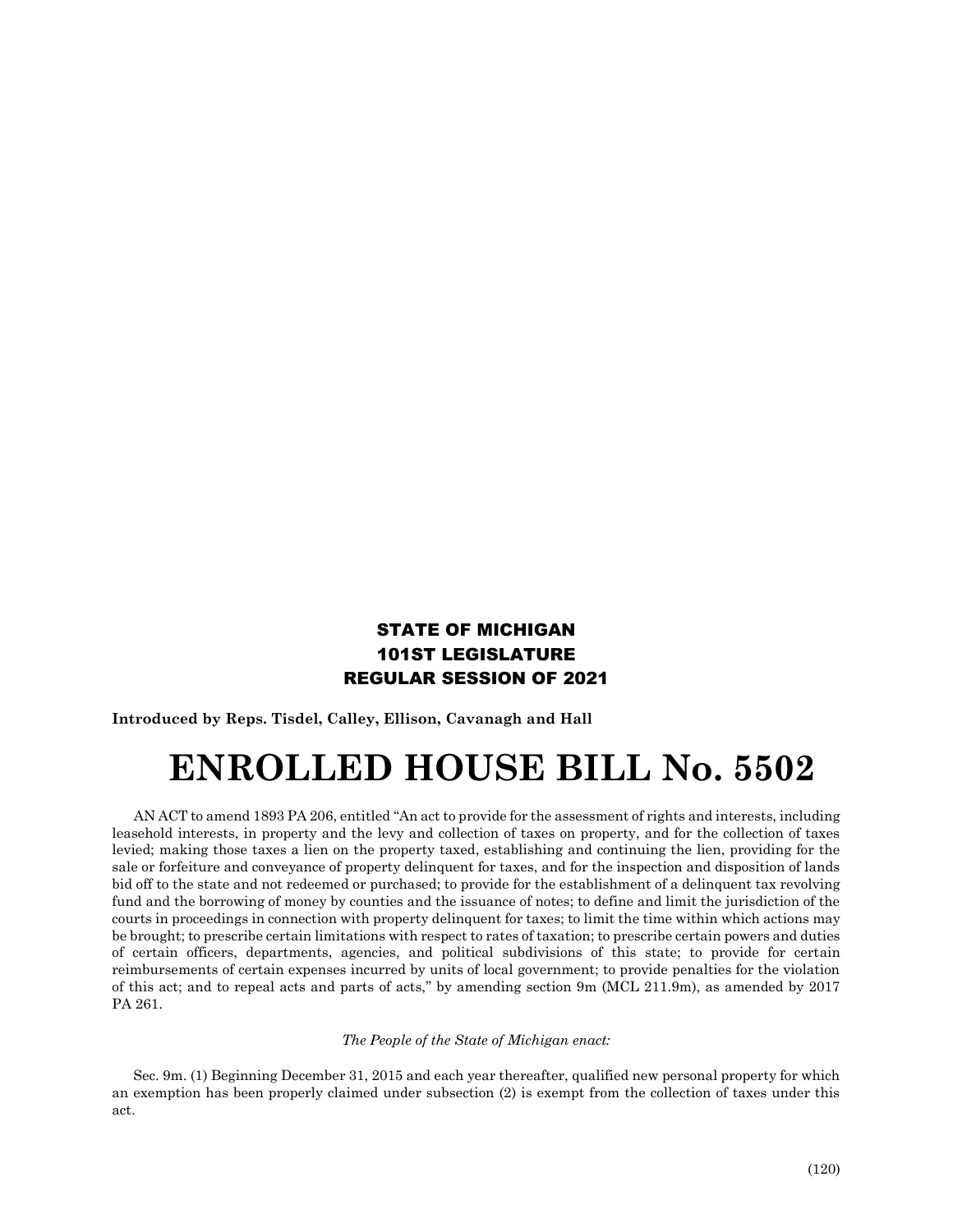**STATE OF MICHIGAN**
**101ST LEGISLATURE**
**REGULAR SESSION OF 2021**

**Introduced by Reps. Tisdel, Calley, Ellison, Cavanagh and Hall**

# ENROLLED HOUSE BILL No. 5502

AN ACT to amend 1893 PA 206, entitled "An act to provide for the assessment of rights and interests, including leasehold interests, in property and the levy and collection of taxes on property, and for the collection of taxes levied; making those taxes a lien on the property taxed, establishing and continuing the lien, providing for the sale or forfeiture and conveyance of property delinquent for taxes, and for the inspection and disposition of lands bid off to the state and not redeemed or purchased; to provide for the establishment of a delinquent tax revolving fund and the borrowing of money by counties and the issuance of notes; to define and limit the jurisdiction of the courts in proceedings in connection with property delinquent for taxes; to limit the time within which actions may be brought; to prescribe certain limitations with respect to rates of taxation; to prescribe certain powers and duties of certain officers, departments, agencies, and political subdivisions of this state; to provide for certain reimbursements of certain expenses incurred by units of local government; to provide penalties for the violation of this act; and to repeal acts and parts of acts," by amending section 9m (MCL 211.9m), as amended by 2017 PA 261.

*The People of the State of Michigan enact:*

Sec. 9m. (1) Beginning December 31, 2015 and each year thereafter, qualified new personal property for which an exemption has been properly claimed under subsection (2) is exempt from the collection of taxes under this act.

(120)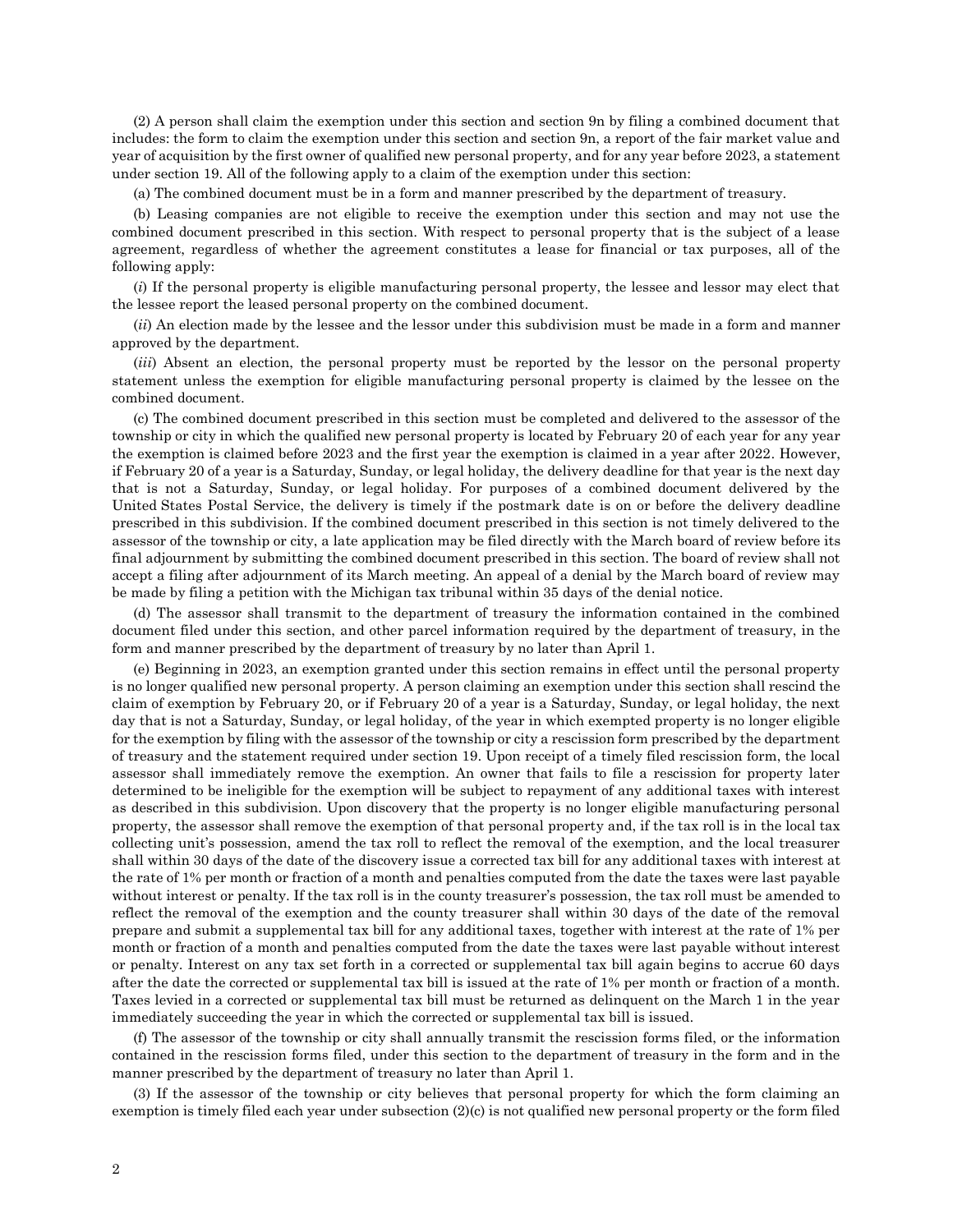(2) A person shall claim the exemption under this section and section 9n by filing a combined document that includes: the form to claim the exemption under this section and section 9n, a report of the fair market value and year of acquisition by the first owner of qualified new personal property, and for any year before 2023, a statement under section 19. All of the following apply to a claim of the exemption under this section:

(a) The combined document must be in a form and manner prescribed by the department of treasury.

(b) Leasing companies are not eligible to receive the exemption under this section and may not use the combined document prescribed in this section. With respect to personal property that is the subject of a lease agreement, regardless of whether the agreement constitutes a lease for financial or tax purposes, all of the following apply:

(*i*) If the personal property is eligible manufacturing personal property, the lessee and lessor may elect that the lessee report the leased personal property on the combined document.

(*ii*) An election made by the lessee and the lessor under this subdivision must be made in a form and manner approved by the department.

(*iii*) Absent an election, the personal property must be reported by the lessor on the personal property statement unless the exemption for eligible manufacturing personal property is claimed by the lessee on the combined document.

(c) The combined document prescribed in this section must be completed and delivered to the assessor of the township or city in which the qualified new personal property is located by February 20 of each year for any year the exemption is claimed before 2023 and the first year the exemption is claimed in a year after 2022. However, if February 20 of a year is a Saturday, Sunday, or legal holiday, the delivery deadline for that year is the next day that is not a Saturday, Sunday, or legal holiday. For purposes of a combined document delivered by the United States Postal Service, the delivery is timely if the postmark date is on or before the delivery deadline prescribed in this subdivision. If the combined document prescribed in this section is not timely delivered to the assessor of the township or city, a late application may be filed directly with the March board of review before its final adjournment by submitting the combined document prescribed in this section. The board of review shall not accept a filing after adjournment of its March meeting. An appeal of a denial by the March board of review may be made by filing a petition with the Michigan tax tribunal within 35 days of the denial notice.

(d) The assessor shall transmit to the department of treasury the information contained in the combined document filed under this section, and other parcel information required by the department of treasury, in the form and manner prescribed by the department of treasury by no later than April 1.

(e) Beginning in 2023, an exemption granted under this section remains in effect until the personal property is no longer qualified new personal property. A person claiming an exemption under this section shall rescind the claim of exemption by February 20, or if February 20 of a year is a Saturday, Sunday, or legal holiday, the next day that is not a Saturday, Sunday, or legal holiday, of the year in which exempted property is no longer eligible for the exemption by filing with the assessor of the township or city a rescission form prescribed by the department of treasury and the statement required under section 19. Upon receipt of a timely filed rescission form, the local assessor shall immediately remove the exemption. An owner that fails to file a rescission for property later determined to be ineligible for the exemption will be subject to repayment of any additional taxes with interest as described in this subdivision. Upon discovery that the property is no longer eligible manufacturing personal property, the assessor shall remove the exemption of that personal property and, if the tax roll is in the local tax collecting unit's possession, amend the tax roll to reflect the removal of the exemption, and the local treasurer shall within 30 days of the date of the discovery issue a corrected tax bill for any additional taxes with interest at the rate of 1% per month or fraction of a month and penalties computed from the date the taxes were last payable without interest or penalty. If the tax roll is in the county treasurer's possession, the tax roll must be amended to reflect the removal of the exemption and the county treasurer shall within 30 days of the date of the removal prepare and submit a supplemental tax bill for any additional taxes, together with interest at the rate of 1% per month or fraction of a month and penalties computed from the date the taxes were last payable without interest or penalty. Interest on any tax set forth in a corrected or supplemental tax bill again begins to accrue 60 days after the date the corrected or supplemental tax bill is issued at the rate of 1% per month or fraction of a month. Taxes levied in a corrected or supplemental tax bill must be returned as delinquent on the March 1 in the year immediately succeeding the year in which the corrected or supplemental tax bill is issued.

(f) The assessor of the township or city shall annually transmit the rescission forms filed, or the information contained in the rescission forms filed, under this section to the department of treasury in the form and in the manner prescribed by the department of treasury no later than April 1.

(3) If the assessor of the township or city believes that personal property for which the form claiming an exemption is timely filed each year under subsection (2)(c) is not qualified new personal property or the form filed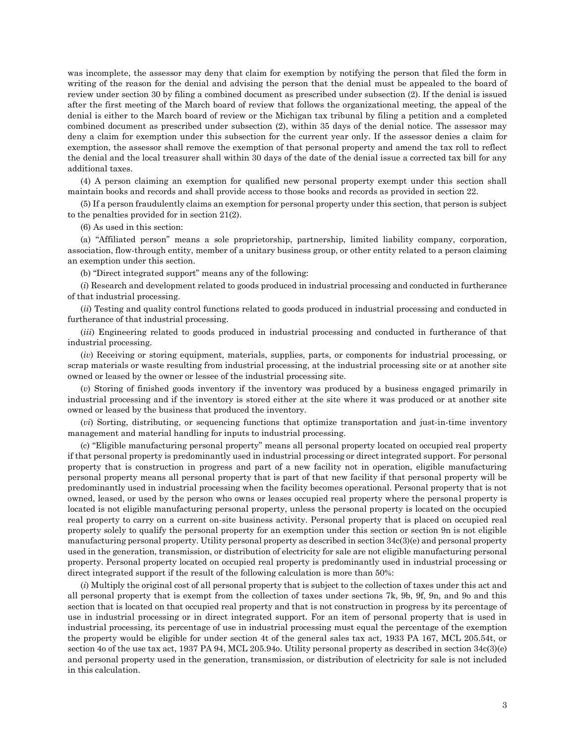was incomplete, the assessor may deny that claim for exemption by notifying the person that filed the form in writing of the reason for the denial and advising the person that the denial must be appealed to the board of review under section 30 by filing a combined document as prescribed under subsection (2). If the denial is issued after the first meeting of the March board of review that follows the organizational meeting, the appeal of the denial is either to the March board of review or the Michigan tax tribunal by filing a petition and a completed combined document as prescribed under subsection (2), within 35 days of the denial notice. The assessor may deny a claim for exemption under this subsection for the current year only. If the assessor denies a claim for exemption, the assessor shall remove the exemption of that personal property and amend the tax roll to reflect the denial and the local treasurer shall within 30 days of the date of the denial issue a corrected tax bill for any additional taxes.

(4) A person claiming an exemption for qualified new personal property exempt under this section shall maintain books and records and shall provide access to those books and records as provided in section 22.

(5) If a person fraudulently claims an exemption for personal property under this section, that person is subject to the penalties provided for in section 21(2).

(6) As used in this section:

(a) "Affiliated person" means a sole proprietorship, partnership, limited liability company, corporation, association, flow-through entity, member of a unitary business group, or other entity related to a person claiming an exemption under this section.

(b) "Direct integrated support" means any of the following:

(*i*) Research and development related to goods produced in industrial processing and conducted in furtherance of that industrial processing.

(*ii*) Testing and quality control functions related to goods produced in industrial processing and conducted in furtherance of that industrial processing.

(*iii*) Engineering related to goods produced in industrial processing and conducted in furtherance of that industrial processing.

(*iv*) Receiving or storing equipment, materials, supplies, parts, or components for industrial processing, or scrap materials or waste resulting from industrial processing, at the industrial processing site or at another site owned or leased by the owner or lessee of the industrial processing site.

(*v*) Storing of finished goods inventory if the inventory was produced by a business engaged primarily in industrial processing and if the inventory is stored either at the site where it was produced or at another site owned or leased by the business that produced the inventory.

(*vi*) Sorting, distributing, or sequencing functions that optimize transportation and just-in-time inventory management and material handling for inputs to industrial processing.

(c) "Eligible manufacturing personal property" means all personal property located on occupied real property if that personal property is predominantly used in industrial processing or direct integrated support. For personal property that is construction in progress and part of a new facility not in operation, eligible manufacturing personal property means all personal property that is part of that new facility if that personal property will be predominantly used in industrial processing when the facility becomes operational. Personal property that is not owned, leased, or used by the person who owns or leases occupied real property where the personal property is located is not eligible manufacturing personal property, unless the personal property is located on the occupied real property to carry on a current on-site business activity. Personal property that is placed on occupied real property solely to qualify the personal property for an exemption under this section or section 9n is not eligible manufacturing personal property. Utility personal property as described in section 34c(3)(e) and personal property used in the generation, transmission, or distribution of electricity for sale are not eligible manufacturing personal property. Personal property located on occupied real property is predominantly used in industrial processing or direct integrated support if the result of the following calculation is more than 50%:

(*i*) Multiply the original cost of all personal property that is subject to the collection of taxes under this act and all personal property that is exempt from the collection of taxes under sections 7k, 9b, 9f, 9n, and 9o and this section that is located on that occupied real property and that is not construction in progress by its percentage of use in industrial processing or in direct integrated support. For an item of personal property that is used in industrial processing, its percentage of use in industrial processing must equal the percentage of the exemption the property would be eligible for under section 4t of the general sales tax act, 1933 PA 167, MCL 205.54t, or section 4o of the use tax act, 1937 PA 94, MCL 205.94o. Utility personal property as described in section 34c(3)(e) and personal property used in the generation, transmission, or distribution of electricity for sale is not included in this calculation.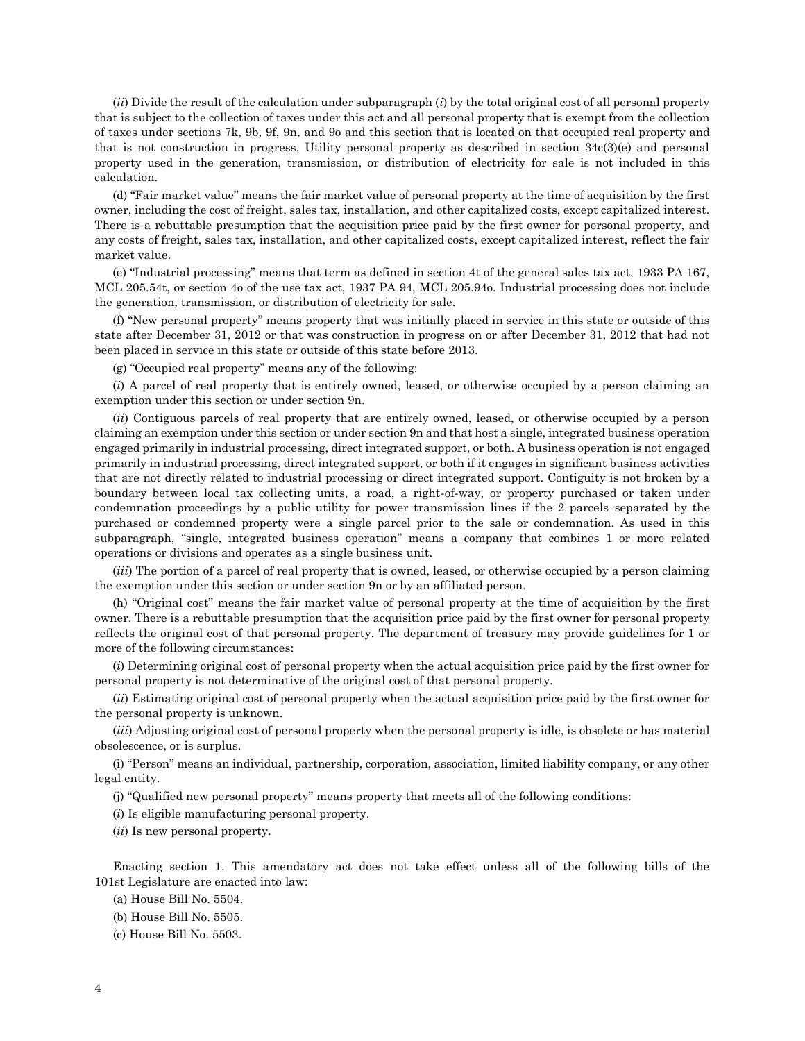(*ii*) Divide the result of the calculation under subparagraph (*i*) by the total original cost of all personal property that is subject to the collection of taxes under this act and all personal property that is exempt from the collection of taxes under sections 7k, 9b, 9f, 9n, and 9o and this section that is located on that occupied real property and that is not construction in progress. Utility personal property as described in section 34c(3)(e) and personal property used in the generation, transmission, or distribution of electricity for sale is not included in this calculation.

(d) "Fair market value" means the fair market value of personal property at the time of acquisition by the first owner, including the cost of freight, sales tax, installation, and other capitalized costs, except capitalized interest. There is a rebuttable presumption that the acquisition price paid by the first owner for personal property, and any costs of freight, sales tax, installation, and other capitalized costs, except capitalized interest, reflect the fair market value.

(e) "Industrial processing" means that term as defined in section 4t of the general sales tax act, 1933 PA 167, MCL 205.54t, or section 4o of the use tax act, 1937 PA 94, MCL 205.94o. Industrial processing does not include the generation, transmission, or distribution of electricity for sale.

(f) "New personal property" means property that was initially placed in service in this state or outside of this state after December 31, 2012 or that was construction in progress on or after December 31, 2012 that had not been placed in service in this state or outside of this state before 2013.

(g) "Occupied real property" means any of the following:

(*i*) A parcel of real property that is entirely owned, leased, or otherwise occupied by a person claiming an exemption under this section or under section 9n.

(*ii*) Contiguous parcels of real property that are entirely owned, leased, or otherwise occupied by a person claiming an exemption under this section or under section 9n and that host a single, integrated business operation engaged primarily in industrial processing, direct integrated support, or both. A business operation is not engaged primarily in industrial processing, direct integrated support, or both if it engages in significant business activities that are not directly related to industrial processing or direct integrated support. Contiguity is not broken by a boundary between local tax collecting units, a road, a right-of-way, or property purchased or taken under condemnation proceedings by a public utility for power transmission lines if the 2 parcels separated by the purchased or condemned property were a single parcel prior to the sale or condemnation. As used in this subparagraph, "single, integrated business operation" means a company that combines 1 or more related operations or divisions and operates as a single business unit.

(*iii*) The portion of a parcel of real property that is owned, leased, or otherwise occupied by a person claiming the exemption under this section or under section 9n or by an affiliated person.

(h) "Original cost" means the fair market value of personal property at the time of acquisition by the first owner. There is a rebuttable presumption that the acquisition price paid by the first owner for personal property reflects the original cost of that personal property. The department of treasury may provide guidelines for 1 or more of the following circumstances:

(*i*) Determining original cost of personal property when the actual acquisition price paid by the first owner for personal property is not determinative of the original cost of that personal property.

(*ii*) Estimating original cost of personal property when the actual acquisition price paid by the first owner for the personal property is unknown.

(*iii*) Adjusting original cost of personal property when the personal property is idle, is obsolete or has material obsolescence, or is surplus.

(i) "Person" means an individual, partnership, corporation, association, limited liability company, or any other legal entity.

(j) "Qualified new personal property" means property that meets all of the following conditions:

(*i*) Is eligible manufacturing personal property.

(*ii*) Is new personal property.

Enacting section 1. This amendatory act does not take effect unless all of the following bills of the 101st Legislature are enacted into law:

(a) House Bill No. 5504.

(b) House Bill No. 5505.

(c) House Bill No. 5503.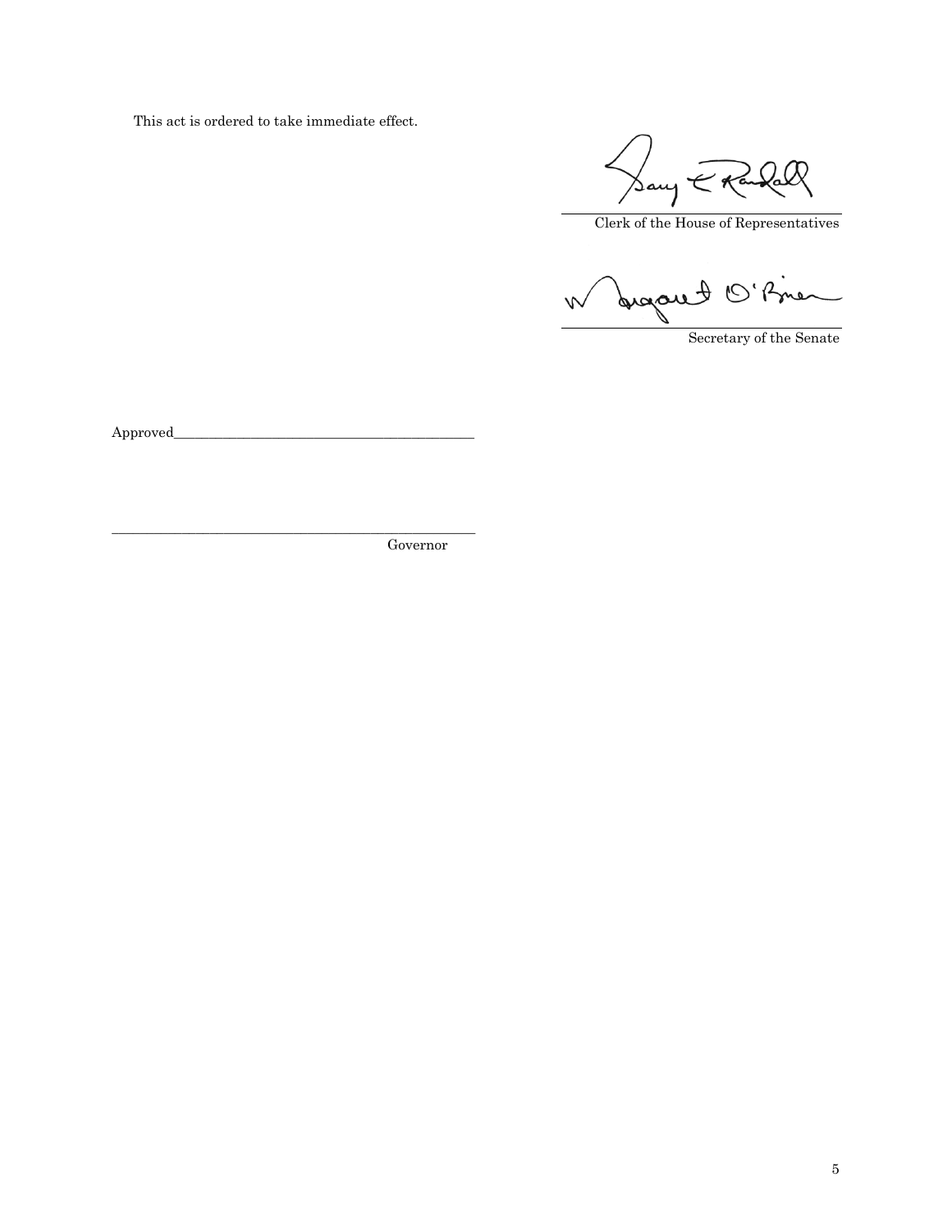This act is ordered to take immediate effect.

Clerk of the House of Representatives

Secretary of the Senate

Approved___________________________________________

_______________________________________________________

Governor